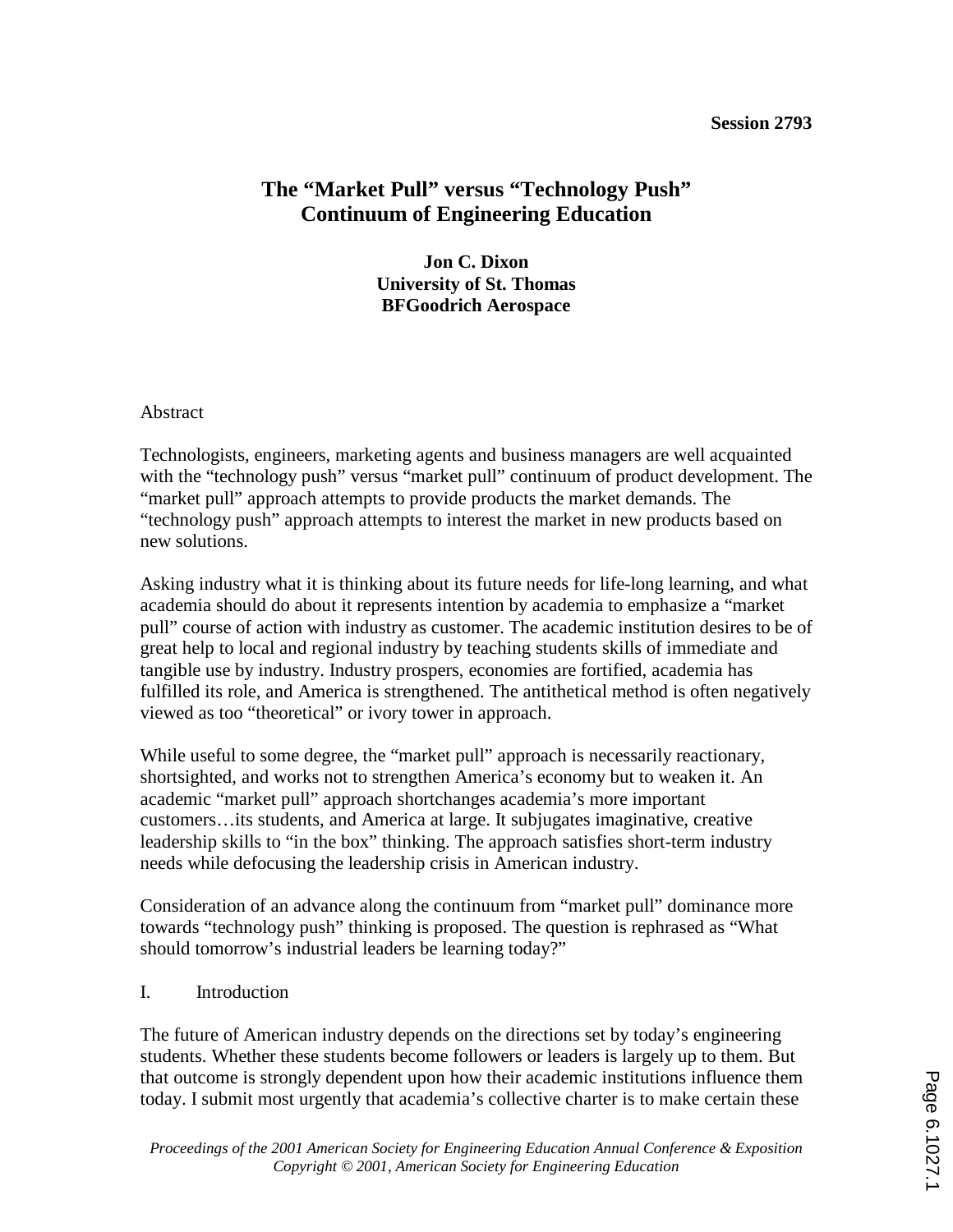Session 2793

# The “Market Pull” versus “Technology Push” Continuum of Engineering Education

**Jon C. Dixon**
**University of St. Thomas**
**BFGoodrich Aerospace**

## Abstract

Technologists, engineers, marketing agents and business managers are well acquainted with the “technology push” versus “market pull” continuum of product development. The “market pull” approach attempts to provide products the market demands. The “technology push” approach attempts to interest the market in new products based on new solutions.

Asking industry what it is thinking about its future needs for life-long learning, and what academia should do about it represents intention by academia to emphasize a “market pull” course of action with industry as customer. The academic institution desires to be of great help to local and regional industry by teaching students skills of immediate and tangible use by industry. Industry prospers, economies are fortified, academia has fulfilled its role, and America is strengthened. The antithetical method is often negatively viewed as too “theoretical” or ivory tower in approach.

While useful to some degree, the “market pull” approach is necessarily reactionary, shortsighted, and works not to strengthen America’s economy but to weaken it. An academic “market pull” approach shortchanges academia’s more important customers…its students, and America at large. It subjugates imaginative, creative leadership skills to “in the box” thinking. The approach satisfies short-term industry needs while defocusing the leadership crisis in American industry.

Consideration of an advance along the continuum from “market pull” dominance more towards “technology push” thinking is proposed. The question is rephrased as “What should tomorrow’s industrial leaders be learning today?”

## I. Introduction

The future of American industry depends on the directions set by today’s engineering students. Whether these students become followers or leaders is largely up to them. But that outcome is strongly dependent upon how their academic institutions influence them today. I submit most urgently that academia’s collective charter is to make certain these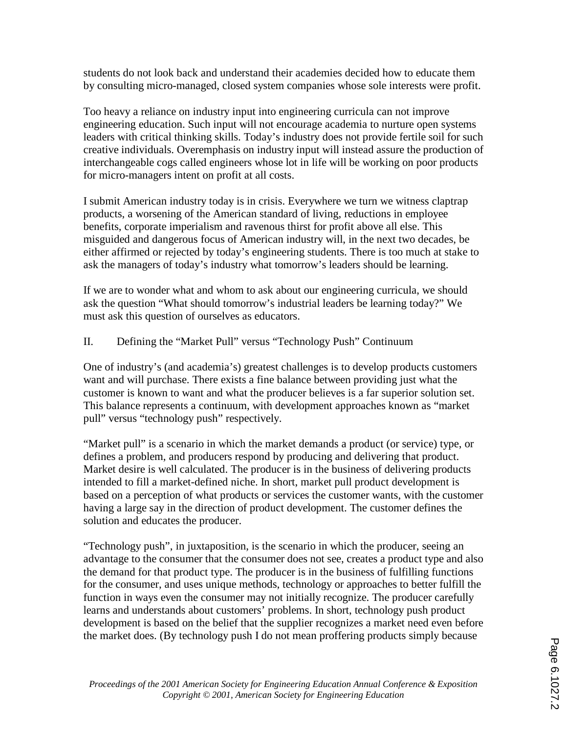students do not look back and understand their academies decided how to educate them by consulting micro-managed, closed system companies whose sole interests were profit.

Too heavy a reliance on industry input into engineering curricula can not improve engineering education. Such input will not encourage academia to nurture open systems leaders with critical thinking skills. Today's industry does not provide fertile soil for such creative individuals. Overemphasis on industry input will instead assure the production of interchangeable cogs called engineers whose lot in life will be working on poor products for micro-managers intent on profit at all costs.

I submit American industry today is in crisis. Everywhere we turn we witness claptrap products, a worsening of the American standard of living, reductions in employee benefits, corporate imperialism and ravenous thirst for profit above all else. This misguided and dangerous focus of American industry will, in the next two decades, be either affirmed or rejected by today's engineering students. There is too much at stake to ask the managers of today's industry what tomorrow's leaders should be learning.

If we are to wonder what and whom to ask about our engineering curricula, we should ask the question "What should tomorrow's industrial leaders be learning today?" We must ask this question of ourselves as educators.

## II. Defining the "Market Pull" versus "Technology Push" Continuum

One of industry's (and academia's) greatest challenges is to develop products customers want and will purchase. There exists a fine balance between providing just what the customer is known to want and what the producer believes is a far superior solution set. This balance represents a continuum, with development approaches known as "market pull" versus "technology push" respectively.

"Market pull" is a scenario in which the market demands a product (or service) type, or defines a problem, and producers respond by producing and delivering that product. Market desire is well calculated. The producer is in the business of delivering products intended to fill a market-defined niche. In short, market pull product development is based on a perception of what products or services the customer wants, with the customer having a large say in the direction of product development. The customer defines the solution and educates the producer.

"Technology push", in juxtaposition, is the scenario in which the producer, seeing an advantage to the consumer that the consumer does not see, creates a product type and also the demand for that product type. The producer is in the business of fulfilling functions for the consumer, and uses unique methods, technology or approaches to better fulfill the function in ways even the consumer may not initially recognize. The producer carefully learns and understands about customers' problems. In short, technology push product development is based on the belief that the supplier recognizes a market need even before the market does. (By technology push I do not mean proffering products simply because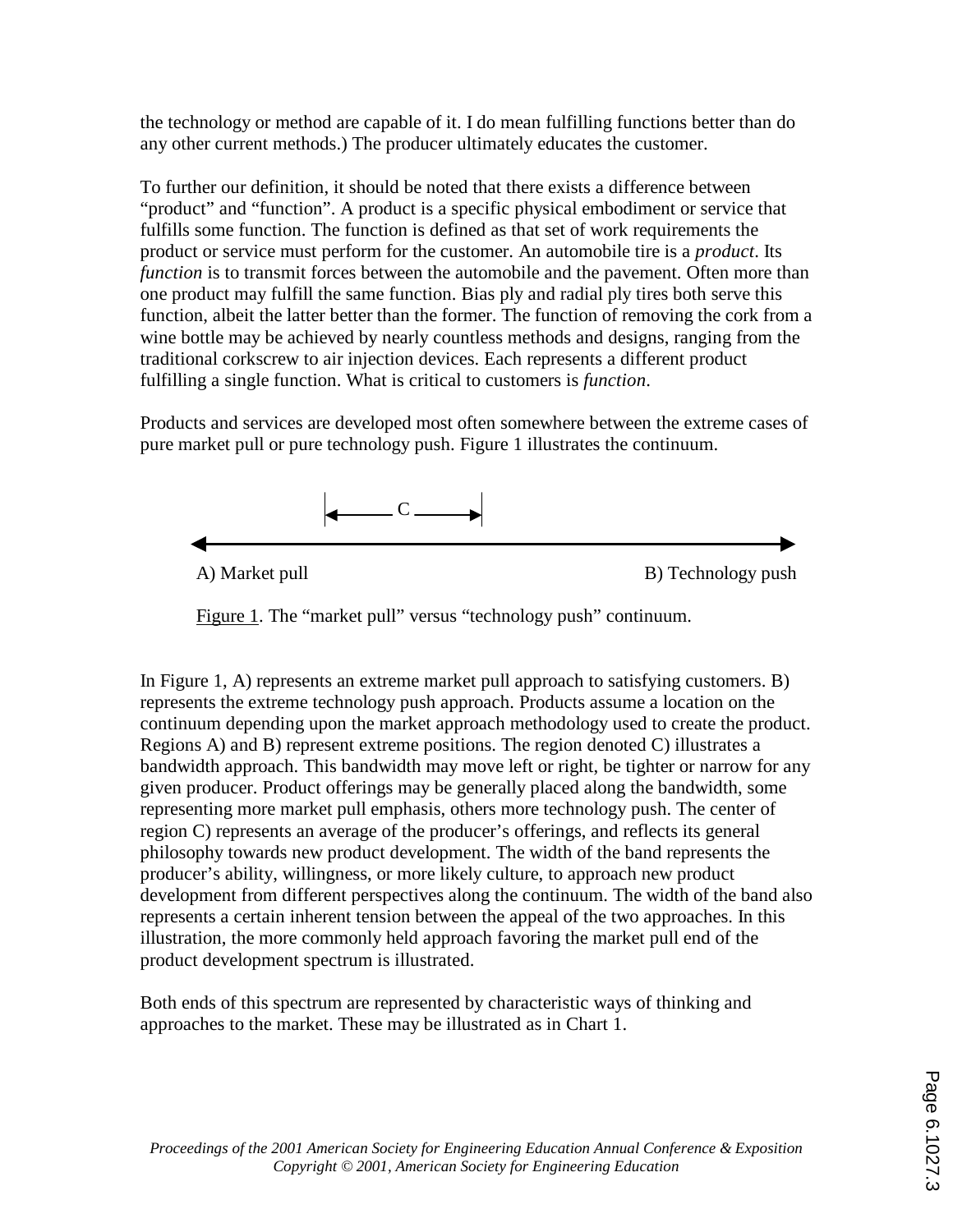the technology or method are capable of it. I do mean fulfilling functions better than do any other current methods.) The producer ultimately educates the customer.

To further our definition, it should be noted that there exists a difference between "product" and "function". A product is a specific physical embodiment or service that fulfills some function. The function is defined as that set of work requirements the product or service must perform for the customer. An automobile tire is a *product*. Its *function* is to transmit forces between the automobile and the pavement. Often more than one product may fulfill the same function. Bias ply and radial ply tires both serve this function, albeit the latter better than the former. The function of removing the cork from a wine bottle may be achieved by nearly countless methods and designs, ranging from the traditional corkscrew to air injection devices. Each represents a different product fulfilling a single function. What is critical to customers is *function*.

Products and services are developed most often somewhere between the extreme cases of pure market pull or pure technology push. Figure 1 illustrates the continuum.

C

A) Market pull B) Technology push

Figure 1. The "market pull" versus "technology push" continuum.

In Figure 1, A) represents an extreme market pull approach to satisfying customers. B) represents the extreme technology push approach. Products assume a location on the continuum depending upon the market approach methodology used to create the product. Regions A) and B) represent extreme positions. The region denoted C) illustrates a bandwidth approach. This bandwidth may move left or right, be tighter or narrow for any given producer. Product offerings may be generally placed along the bandwidth, some representing more market pull emphasis, others more technology push. The center of region C) represents an average of the producer's offerings, and reflects its general philosophy towards new product development. The width of the band represents the producer's ability, willingness, or more likely culture, to approach new product development from different perspectives along the continuum. The width of the band also represents a certain inherent tension between the appeal of the two approaches. In this illustration, the more commonly held approach favoring the market pull end of the product development spectrum is illustrated.

Both ends of this spectrum are represented by characteristic ways of thinking and approaches to the market. These may be illustrated as in Chart 1.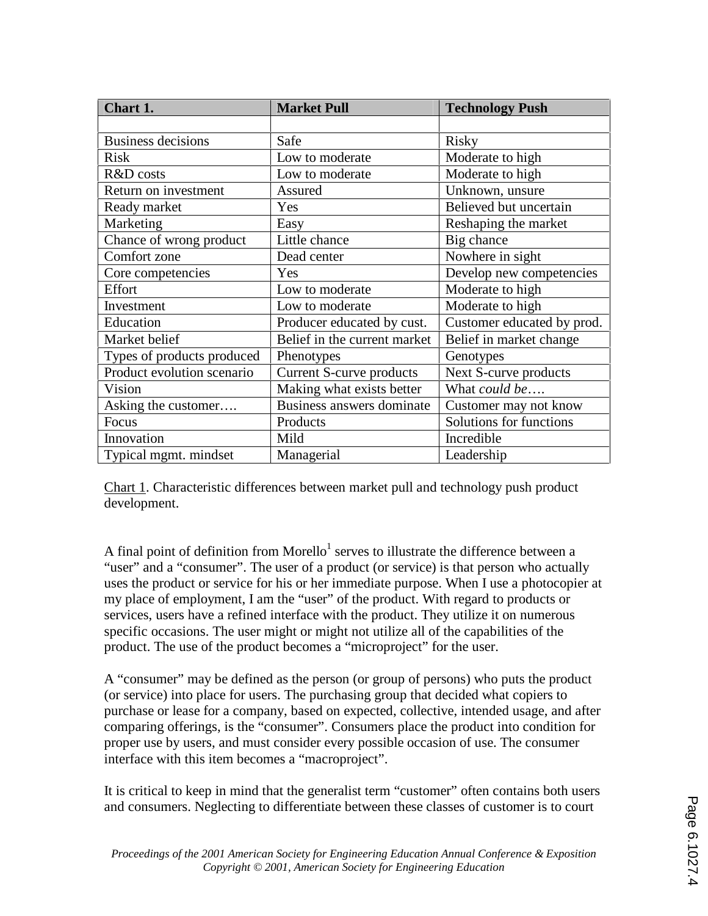| Chart 1. | Market Pull | Technology Push |
|---|---|---|
| | | |
| Business decisions | Safe | Risky |
| Risk | Low to moderate | Moderate to high |
| R&D costs | Low to moderate | Moderate to high |
| Return on investment | Assured | Unknown, unsure |
| Ready market | Yes | Believed but uncertain |
| Marketing | Easy | Reshaping the market |
| Chance of wrong product | Little chance | Big chance |
| Comfort zone | Dead center | Nowhere in sight |
| Core competencies | Yes | Develop new competencies |
| Effort | Low to moderate | Moderate to high |
| Investment | Low to moderate | Moderate to high |
| Education | Producer educated by cust. | Customer educated by prod. |
| Market belief | Belief in the current market | Belief in market change |
| Types of products produced | Phenotypes | Genotypes |
| Product evolution scenario | Current S-curve products | Next S-curve products |
| Vision | Making what exists better | What *could be*…. |
| Asking the customer…. | Business answers dominate | Customer may not know |
| Focus | Products | Solutions for functions |
| Innovation | Mild | Incredible |
| Typical mgmt. mindset | Managerial | Leadership |

Chart 1. Characteristic differences between market pull and technology push product development.

A final point of definition from Morello[1] serves to illustrate the difference between a "user" and a "consumer". The user of a product (or service) is that person who actually uses the product or service for his or her immediate purpose. When I use a photocopier at my place of employment, I am the "user" of the product. With regard to products or services, users have a refined interface with the product. They utilize it on numerous specific occasions. The user might or might not utilize all of the capabilities of the product. The use of the product becomes a "microproject" for the user.

A "consumer" may be defined as the person (or group of persons) who puts the product (or service) into place for users. The purchasing group that decided what copiers to purchase or lease for a company, based on expected, collective, intended usage, and after comparing offerings, is the "consumer". Consumers place the product into condition for proper use by users, and must consider every possible occasion of use. The consumer interface with this item becomes a "macroproject".

It is critical to keep in mind that the generalist term "customer" often contains both users and consumers. Neglecting to differentiate between these classes of customer is to court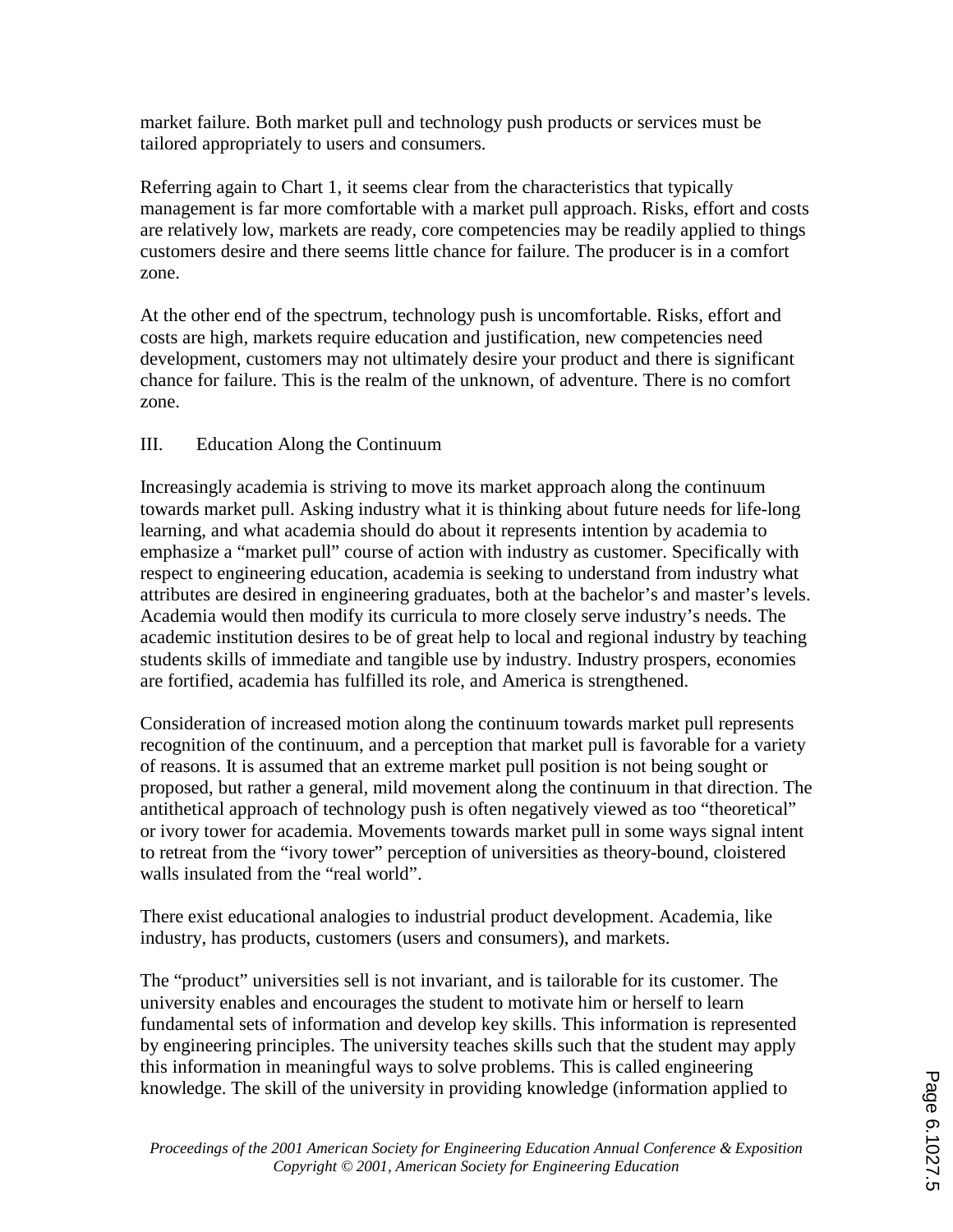market failure. Both market pull and technology push products or services must be tailored appropriately to users and consumers.

Referring again to Chart 1, it seems clear from the characteristics that typically management is far more comfortable with a market pull approach. Risks, effort and costs are relatively low, markets are ready, core competencies may be readily applied to things customers desire and there seems little chance for failure. The producer is in a comfort zone.

At the other end of the spectrum, technology push is uncomfortable. Risks, effort and costs are high, markets require education and justification, new competencies need development, customers may not ultimately desire your product and there is significant chance for failure. This is the realm of the unknown, of adventure. There is no comfort zone.

## III. Education Along the Continuum

Increasingly academia is striving to move its market approach along the continuum towards market pull. Asking industry what it is thinking about future needs for life-long learning, and what academia should do about it represents intention by academia to emphasize a "market pull" course of action with industry as customer. Specifically with respect to engineering education, academia is seeking to understand from industry what attributes are desired in engineering graduates, both at the bachelor's and master's levels. Academia would then modify its curricula to more closely serve industry's needs. The academic institution desires to be of great help to local and regional industry by teaching students skills of immediate and tangible use by industry. Industry prospers, economies are fortified, academia has fulfilled its role, and America is strengthened.

Consideration of increased motion along the continuum towards market pull represents recognition of the continuum, and a perception that market pull is favorable for a variety of reasons. It is assumed that an extreme market pull position is not being sought or proposed, but rather a general, mild movement along the continuum in that direction. The antithetical approach of technology push is often negatively viewed as too "theoretical" or ivory tower for academia. Movements towards market pull in some ways signal intent to retreat from the "ivory tower" perception of universities as theory-bound, cloistered walls insulated from the "real world".

There exist educational analogies to industrial product development. Academia, like industry, has products, customers (users and consumers), and markets.

The "product" universities sell is not invariant, and is tailorable for its customer. The university enables and encourages the student to motivate him or herself to learn fundamental sets of information and develop key skills. This information is represented by engineering principles. The university teaches skills such that the student may apply this information in meaningful ways to solve problems. This is called engineering knowledge. The skill of the university in providing knowledge (information applied to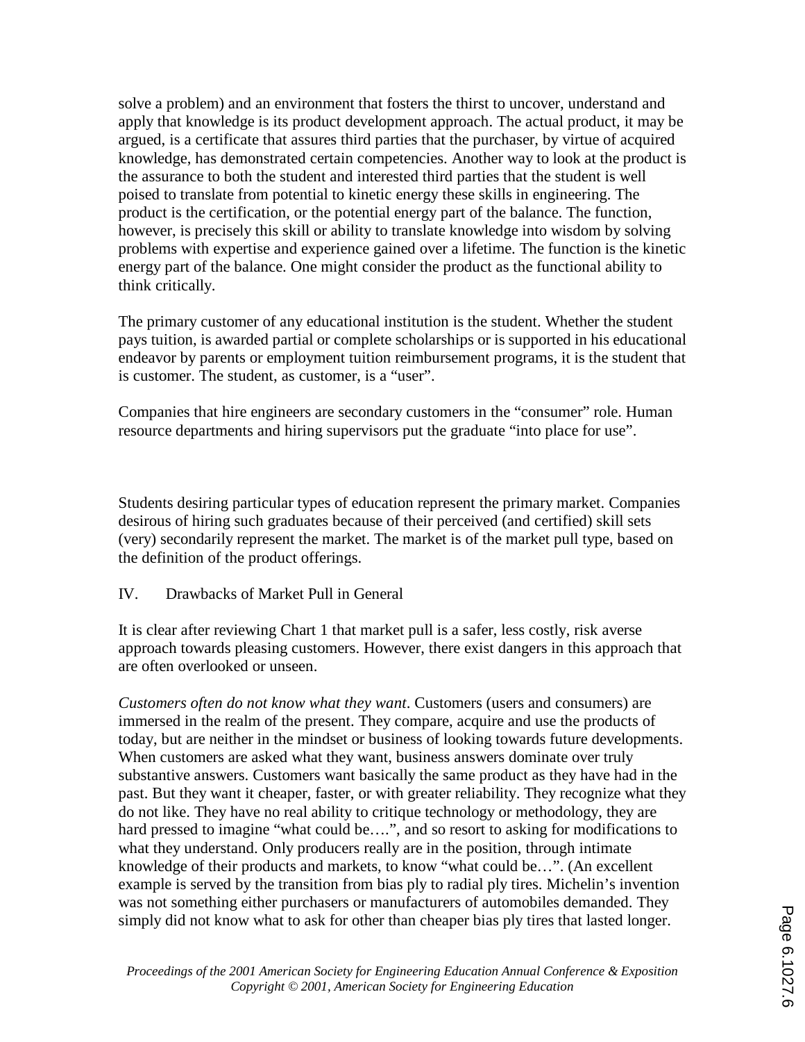solve a problem) and an environment that fosters the thirst to uncover, understand and apply that knowledge is its product development approach. The actual product, it may be argued, is a certificate that assures third parties that the purchaser, by virtue of acquired knowledge, has demonstrated certain competencies. Another way to look at the product is the assurance to both the student and interested third parties that the student is well poised to translate from potential to kinetic energy these skills in engineering. The product is the certification, or the potential energy part of the balance. The function, however, is precisely this skill or ability to translate knowledge into wisdom by solving problems with expertise and experience gained over a lifetime. The function is the kinetic energy part of the balance. One might consider the product as the functional ability to think critically.

The primary customer of any educational institution is the student. Whether the student pays tuition, is awarded partial or complete scholarships or is supported in his educational endeavor by parents or employment tuition reimbursement programs, it is the student that is customer. The student, as customer, is a "user".

Companies that hire engineers are secondary customers in the "consumer" role. Human resource departments and hiring supervisors put the graduate "into place for use".

Students desiring particular types of education represent the primary market. Companies desirous of hiring such graduates because of their perceived (and certified) skill sets (very) secondarily represent the market. The market is of the market pull type, based on the definition of the product offerings.

## IV. Drawbacks of Market Pull in General

It is clear after reviewing Chart 1 that market pull is a safer, less costly, risk averse approach towards pleasing customers. However, there exist dangers in this approach that are often overlooked or unseen.

*Customers often do not know what they want*. Customers (users and consumers) are immersed in the realm of the present. They compare, acquire and use the products of today, but are neither in the mindset or business of looking towards future developments. When customers are asked what they want, business answers dominate over truly substantive answers. Customers want basically the same product as they have had in the past. But they want it cheaper, faster, or with greater reliability. They recognize what they do not like. They have no real ability to critique technology or methodology, they are hard pressed to imagine "what could be….", and so resort to asking for modifications to what they understand. Only producers really are in the position, through intimate knowledge of their products and markets, to know "what could be…". (An excellent example is served by the transition from bias ply to radial ply tires. Michelin's invention was not something either purchasers or manufacturers of automobiles demanded. They simply did not know what to ask for other than cheaper bias ply tires that lasted longer.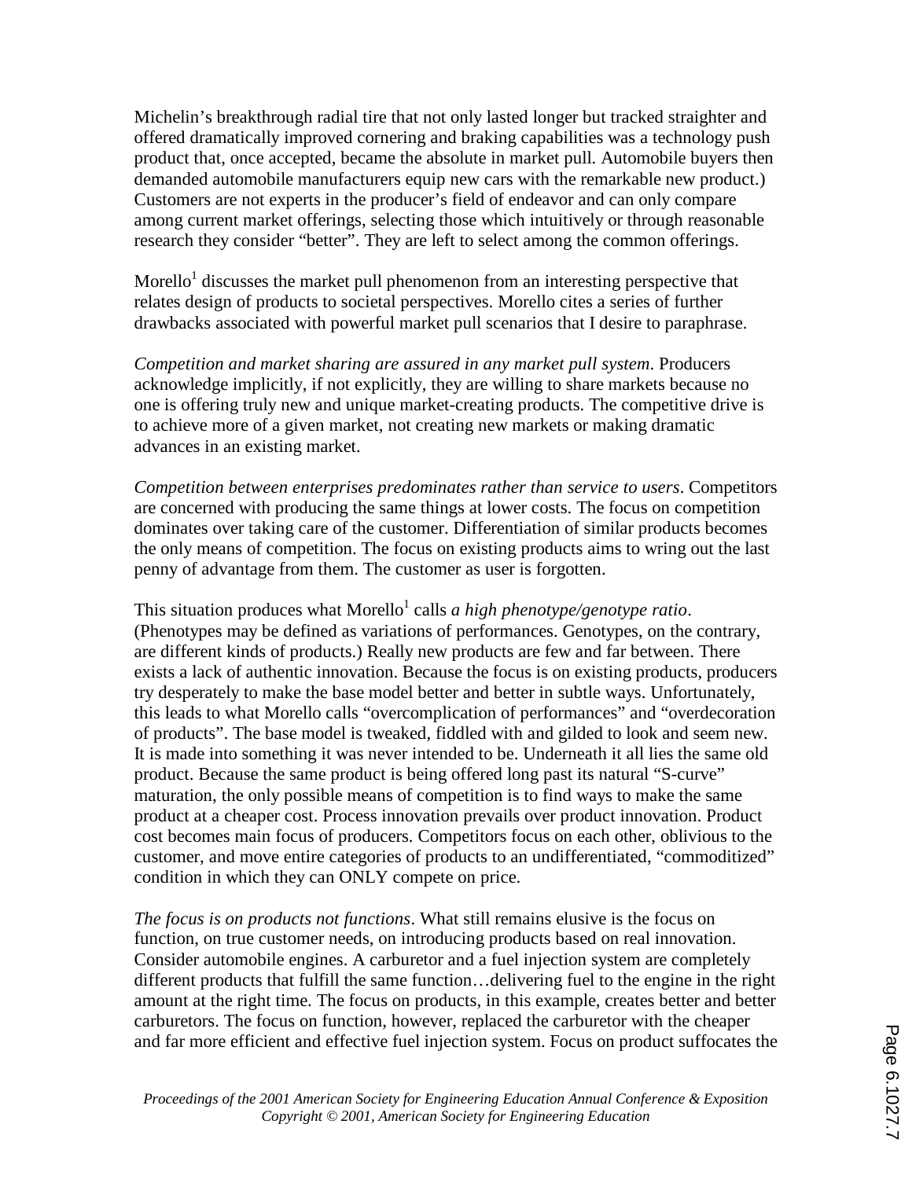Michelin's breakthrough radial tire that not only lasted longer but tracked straighter and offered dramatically improved cornering and braking capabilities was a technology push product that, once accepted, became the absolute in market pull. Automobile buyers then demanded automobile manufacturers equip new cars with the remarkable new product.) Customers are not experts in the producer's field of endeavor and can only compare among current market offerings, selecting those which intuitively or through reasonable research they consider "better". They are left to select among the common offerings.

Morello[1] discusses the market pull phenomenon from an interesting perspective that relates design of products to societal perspectives. Morello cites a series of further drawbacks associated with powerful market pull scenarios that I desire to paraphrase.

*Competition and market sharing are assured in any market pull system*. Producers acknowledge implicitly, if not explicitly, they are willing to share markets because no one is offering truly new and unique market-creating products. The competitive drive is to achieve more of a given market, not creating new markets or making dramatic advances in an existing market.

*Competition between enterprises predominates rather than service to users*. Competitors are concerned with producing the same things at lower costs. The focus on competition dominates over taking care of the customer. Differentiation of similar products becomes the only means of competition. The focus on existing products aims to wring out the last penny of advantage from them. The customer as user is forgotten.

This situation produces what Morello[1] calls *a high phenotype/genotype ratio*. (Phenotypes may be defined as variations of performances. Genotypes, on the contrary, are different kinds of products.) Really new products are few and far between. There exists a lack of authentic innovation. Because the focus is on existing products, producers try desperately to make the base model better and better in subtle ways. Unfortunately, this leads to what Morello calls "overcomplication of performances" and "overdecoration of products". The base model is tweaked, fiddled with and gilded to look and seem new. It is made into something it was never intended to be. Underneath it all lies the same old product. Because the same product is being offered long past its natural "S-curve" maturation, the only possible means of competition is to find ways to make the same product at a cheaper cost. Process innovation prevails over product innovation. Product cost becomes main focus of producers. Competitors focus on each other, oblivious to the customer, and move entire categories of products to an undifferentiated, "commoditized" condition in which they can ONLY compete on price.

*The focus is on products not functions*. What still remains elusive is the focus on function, on true customer needs, on introducing products based on real innovation. Consider automobile engines. A carburetor and a fuel injection system are completely different products that fulfill the same function…delivering fuel to the engine in the right amount at the right time. The focus on products, in this example, creates better and better carburetors. The focus on function, however, replaced the carburetor with the cheaper and far more efficient and effective fuel injection system. Focus on product suffocates the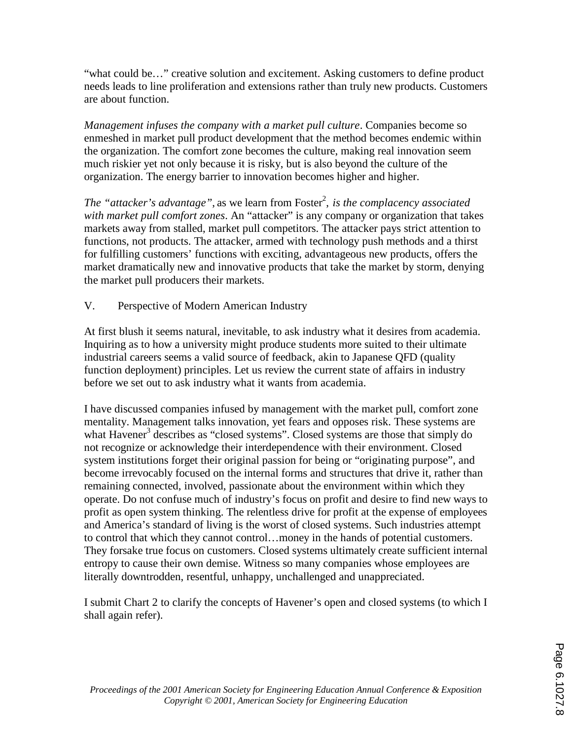"what could be…" creative solution and excitement. Asking customers to define product needs leads to line proliferation and extensions rather than truly new products. Customers are about function.

*Management infuses the company with a market pull culture*. Companies become so enmeshed in market pull product development that the method becomes endemic within the organization. The comfort zone becomes the culture, making real innovation seem much riskier yet not only because it is risky, but is also beyond the culture of the organization. The energy barrier to innovation becomes higher and higher.

*The "attacker's advantage"*, as we learn from Foster[2], *is the complacency associated with market pull comfort zones*. An "attacker" is any company or organization that takes markets away from stalled, market pull competitors. The attacker pays strict attention to functions, not products. The attacker, armed with technology push methods and a thirst for fulfilling customers' functions with exciting, advantageous new products, offers the market dramatically new and innovative products that take the market by storm, denying the market pull producers their markets.

## V. Perspective of Modern American Industry

At first blush it seems natural, inevitable, to ask industry what it desires from academia. Inquiring as to how a university might produce students more suited to their ultimate industrial careers seems a valid source of feedback, akin to Japanese QFD (quality function deployment) principles. Let us review the current state of affairs in industry before we set out to ask industry what it wants from academia.

I have discussed companies infused by management with the market pull, comfort zone mentality. Management talks innovation, yet fears and opposes risk. These systems are what Havener[3] describes as "closed systems". Closed systems are those that simply do not recognize or acknowledge their interdependence with their environment. Closed system institutions forget their original passion for being or "originating purpose", and become irrevocably focused on the internal forms and structures that drive it, rather than remaining connected, involved, passionate about the environment within which they operate. Do not confuse much of industry's focus on profit and desire to find new ways to profit as open system thinking. The relentless drive for profit at the expense of employees and America's standard of living is the worst of closed systems. Such industries attempt to control that which they cannot control…money in the hands of potential customers. They forsake true focus on customers. Closed systems ultimately create sufficient internal entropy to cause their own demise. Witness so many companies whose employees are literally downtrodden, resentful, unhappy, unchallenged and unappreciated.

I submit Chart 2 to clarify the concepts of Havener's open and closed systems (to which I shall again refer).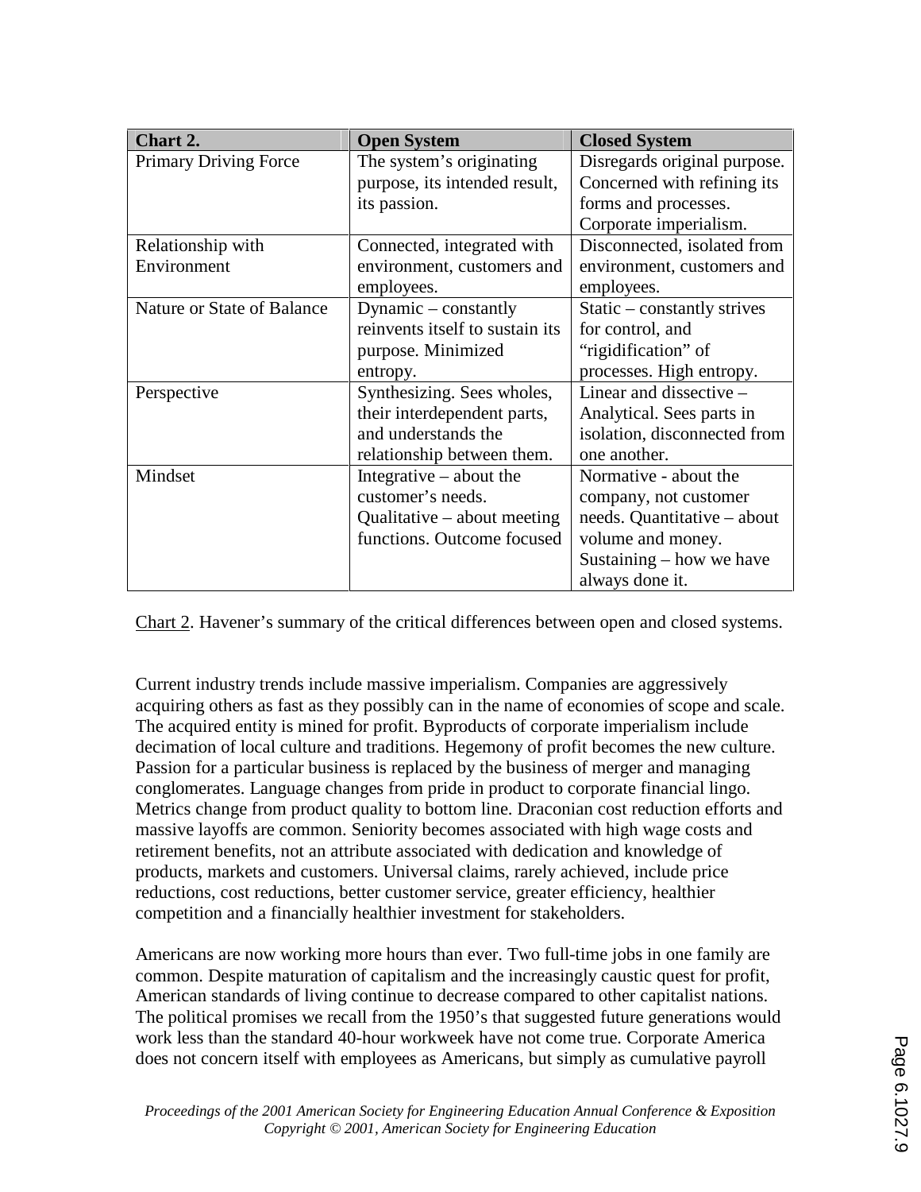| Chart 2. | Open System | Closed System |
|---|---|---|
| Primary Driving Force | The system's originating purpose, its intended result, its passion. | Disregards original purpose. Concerned with refining its forms and processes. Corporate imperialism. |
| Relationship with Environment | Connected, integrated with environment, customers and employees. | Disconnected, isolated from environment, customers and employees. |
| Nature or State of Balance | Dynamic – constantly reinvents itself to sustain its purpose. Minimized entropy. | Static – constantly strives for control, and "rigidification" of processes. High entropy. |
| Perspective | Synthesizing. Sees wholes, their interdependent parts, and understands the relationship between them. | Linear and dissective – Analytical. Sees parts in isolation, disconnected from one another. |
| Mindset | Integrative – about the customer's needs. Qualitative – about meeting functions. Outcome focused | Normative - about the company, not customer needs. Quantitative – about volume and money. Sustaining – how we have always done it. |

Chart 2. Havener's summary of the critical differences between open and closed systems.

Current industry trends include massive imperialism. Companies are aggressively acquiring others as fast as they possibly can in the name of economies of scope and scale. The acquired entity is mined for profit. Byproducts of corporate imperialism include decimation of local culture and traditions. Hegemony of profit becomes the new culture. Passion for a particular business is replaced by the business of merger and managing conglomerates. Language changes from pride in product to corporate financial lingo. Metrics change from product quality to bottom line. Draconian cost reduction efforts and massive layoffs are common. Seniority becomes associated with high wage costs and retirement benefits, not an attribute associated with dedication and knowledge of products, markets and customers. Universal claims, rarely achieved, include price reductions, cost reductions, better customer service, greater efficiency, healthier competition and a financially healthier investment for stakeholders.

Americans are now working more hours than ever. Two full-time jobs in one family are common. Despite maturation of capitalism and the increasingly caustic quest for profit, American standards of living continue to decrease compared to other capitalist nations. The political promises we recall from the 1950's that suggested future generations would work less than the standard 40-hour workweek have not come true. Corporate America does not concern itself with employees as Americans, but simply as cumulative payroll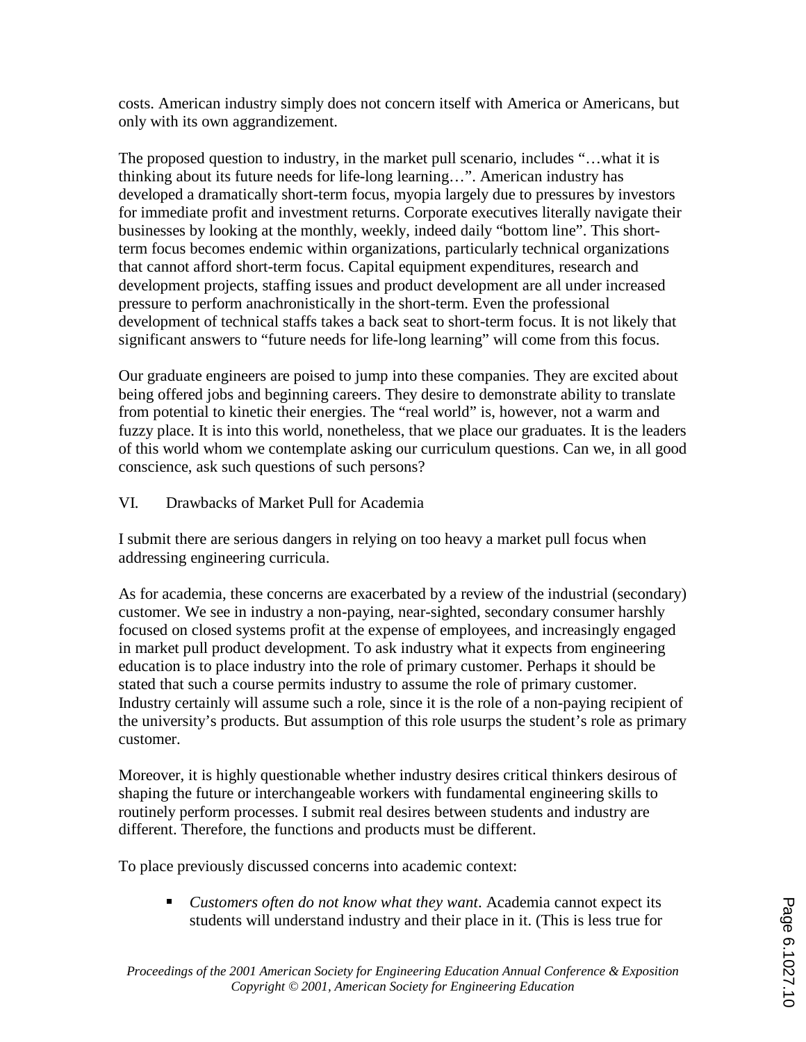costs. American industry simply does not concern itself with America or Americans, but only with its own aggrandizement.

The proposed question to industry, in the market pull scenario, includes "…what it is thinking about its future needs for life-long learning…". American industry has developed a dramatically short-term focus, myopia largely due to pressures by investors for immediate profit and investment returns. Corporate executives literally navigate their businesses by looking at the monthly, weekly, indeed daily "bottom line". This short-term focus becomes endemic within organizations, particularly technical organizations that cannot afford short-term focus. Capital equipment expenditures, research and development projects, staffing issues and product development are all under increased pressure to perform anachronistically in the short-term. Even the professional development of technical staffs takes a back seat to short-term focus. It is not likely that significant answers to "future needs for life-long learning" will come from this focus.

Our graduate engineers are poised to jump into these companies. They are excited about being offered jobs and beginning careers. They desire to demonstrate ability to translate from potential to kinetic their energies. The "real world" is, however, not a warm and fuzzy place. It is into this world, nonetheless, that we place our graduates. It is the leaders of this world whom we contemplate asking our curriculum questions. Can we, in all good conscience, ask such questions of such persons?

## VI. Drawbacks of Market Pull for Academia

I submit there are serious dangers in relying on too heavy a market pull focus when addressing engineering curricula.

As for academia, these concerns are exacerbated by a review of the industrial (secondary) customer. We see in industry a non-paying, near-sighted, secondary consumer harshly focused on closed systems profit at the expense of employees, and increasingly engaged in market pull product development. To ask industry what it expects from engineering education is to place industry into the role of primary customer. Perhaps it should be stated that such a course permits industry to assume the role of primary customer. Industry certainly will assume such a role, since it is the role of a non-paying recipient of the university's products. But assumption of this role usurps the student's role as primary customer.

Moreover, it is highly questionable whether industry desires critical thinkers desirous of shaping the future or interchangeable workers with fundamental engineering skills to routinely perform processes. I submit real desires between students and industry are different. Therefore, the functions and products must be different.

To place previously discussed concerns into academic context:

- *Customers often do not know what they want*. Academia cannot expect its students will understand industry and their place in it. (This is less true for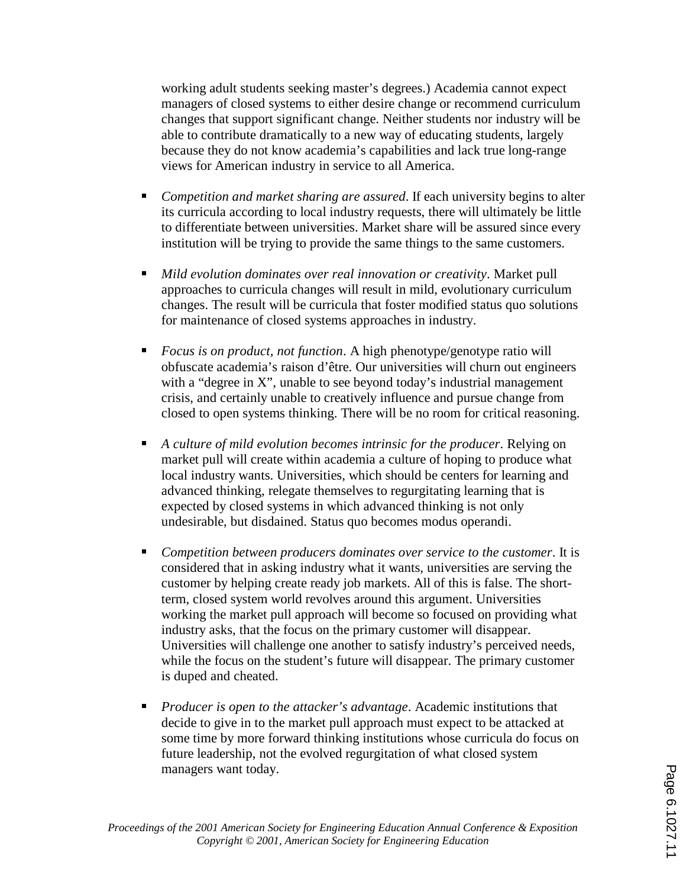working adult students seeking master's degrees.) Academia cannot expect managers of closed systems to either desire change or recommend curriculum changes that support significant change. Neither students nor industry will be able to contribute dramatically to a new way of educating students, largely because they do not know academia's capabilities and lack true long-range views for American industry in service to all America.

- *Competition and market sharing are assured*. If each university begins to alter its curricula according to local industry requests, there will ultimately be little to differentiate between universities. Market share will be assured since every institution will be trying to provide the same things to the same customers.

- *Mild evolution dominates over real innovation or creativity*. Market pull approaches to curricula changes will result in mild, evolutionary curriculum changes. The result will be curricula that foster modified status quo solutions for maintenance of closed systems approaches in industry.

- *Focus is on product, not function*. A high phenotype/genotype ratio will obfuscate academia's raison d'être. Our universities will churn out engineers with a "degree in X", unable to see beyond today's industrial management crisis, and certainly unable to creatively influence and pursue change from closed to open systems thinking. There will be no room for critical reasoning.

- *A culture of mild evolution becomes intrinsic for the producer*. Relying on market pull will create within academia a culture of hoping to produce what local industry wants. Universities, which should be centers for learning and advanced thinking, relegate themselves to regurgitating learning that is expected by closed systems in which advanced thinking is not only undesirable, but disdained. Status quo becomes modus operandi.

- *Competition between producers dominates over service to the customer*. It is considered that in asking industry what it wants, universities are serving the customer by helping create ready job markets. All of this is false. The short-term, closed system world revolves around this argument. Universities working the market pull approach will become so focused on providing what industry asks, that the focus on the primary customer will disappear. Universities will challenge one another to satisfy industry's perceived needs, while the focus on the student's future will disappear. The primary customer is duped and cheated.

- *Producer is open to the attacker's advantage*. Academic institutions that decide to give in to the market pull approach must expect to be attacked at some time by more forward thinking institutions whose curricula do focus on future leadership, not the evolved regurgitation of what closed system managers want today.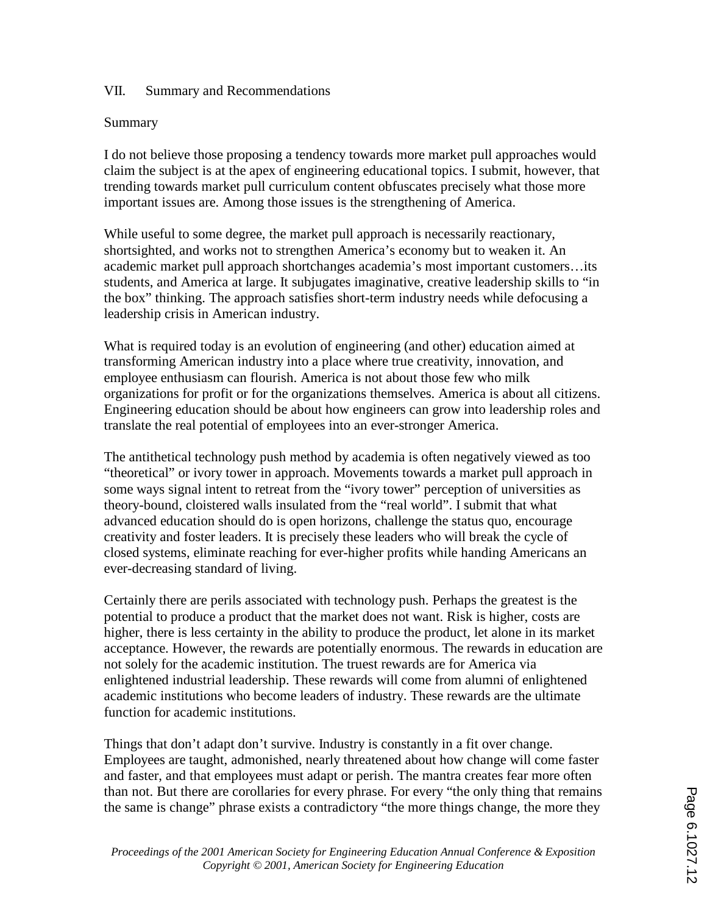## VII. Summary and Recommendations

### Summary

I do not believe those proposing a tendency towards more market pull approaches would claim the subject is at the apex of engineering educational topics. I submit, however, that trending towards market pull curriculum content obfuscates precisely what those more important issues are. Among those issues is the strengthening of America.

While useful to some degree, the market pull approach is necessarily reactionary, shortsighted, and works not to strengthen America's economy but to weaken it. An academic market pull approach shortchanges academia's most important customers…its students, and America at large. It subjugates imaginative, creative leadership skills to "in the box" thinking. The approach satisfies short-term industry needs while defocusing a leadership crisis in American industry.

What is required today is an evolution of engineering (and other) education aimed at transforming American industry into a place where true creativity, innovation, and employee enthusiasm can flourish. America is not about those few who milk organizations for profit or for the organizations themselves. America is about all citizens. Engineering education should be about how engineers can grow into leadership roles and translate the real potential of employees into an ever-stronger America.

The antithetical technology push method by academia is often negatively viewed as too "theoretical" or ivory tower in approach. Movements towards a market pull approach in some ways signal intent to retreat from the "ivory tower" perception of universities as theory-bound, cloistered walls insulated from the "real world". I submit that what advanced education should do is open horizons, challenge the status quo, encourage creativity and foster leaders. It is precisely these leaders who will break the cycle of closed systems, eliminate reaching for ever-higher profits while handing Americans an ever-decreasing standard of living.

Certainly there are perils associated with technology push. Perhaps the greatest is the potential to produce a product that the market does not want. Risk is higher, costs are higher, there is less certainty in the ability to produce the product, let alone in its market acceptance. However, the rewards are potentially enormous. The rewards in education are not solely for the academic institution. The truest rewards are for America via enlightened industrial leadership. These rewards will come from alumni of enlightened academic institutions who become leaders of industry. These rewards are the ultimate function for academic institutions.

Things that don't adapt don't survive. Industry is constantly in a fit over change. Employees are taught, admonished, nearly threatened about how change will come faster and faster, and that employees must adapt or perish. The mantra creates fear more often than not. But there are corollaries for every phrase. For every "the only thing that remains the same is change" phrase exists a contradictory "the more things change, the more they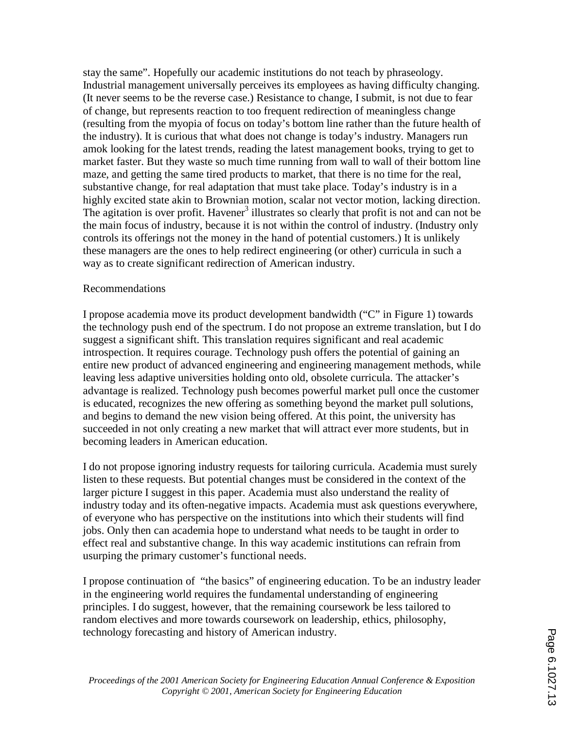stay the same". Hopefully our academic institutions do not teach by phraseology. Industrial management universally perceives its employees as having difficulty changing. (It never seems to be the reverse case.) Resistance to change, I submit, is not due to fear of change, but represents reaction to too frequent redirection of meaningless change (resulting from the myopia of focus on today's bottom line rather than the future health of the industry). It is curious that what does not change is today's industry. Managers run amok looking for the latest trends, reading the latest management books, trying to get to market faster. But they waste so much time running from wall to wall of their bottom line maze, and getting the same tired products to market, that there is no time for the real, substantive change, for real adaptation that must take place. Today's industry is in a highly excited state akin to Brownian motion, scalar not vector motion, lacking direction. The agitation is over profit. Havener[3] illustrates so clearly that profit is not and can not be the main focus of industry, because it is not within the control of industry. (Industry only controls its offerings not the money in the hand of potential customers.) It is unlikely these managers are the ones to help redirect engineering (or other) curricula in such a way as to create significant redirection of American industry.

## Recommendations

I propose academia move its product development bandwidth ("C" in Figure 1) towards the technology push end of the spectrum. I do not propose an extreme translation, but I do suggest a significant shift. This translation requires significant and real academic introspection. It requires courage. Technology push offers the potential of gaining an entire new product of advanced engineering and engineering management methods, while leaving less adaptive universities holding onto old, obsolete curricula. The attacker's advantage is realized. Technology push becomes powerful market pull once the customer is educated, recognizes the new offering as something beyond the market pull solutions, and begins to demand the new vision being offered. At this point, the university has succeeded in not only creating a new market that will attract ever more students, but in becoming leaders in American education.

I do not propose ignoring industry requests for tailoring curricula. Academia must surely listen to these requests. But potential changes must be considered in the context of the larger picture I suggest in this paper. Academia must also understand the reality of industry today and its often-negative impacts. Academia must ask questions everywhere, of everyone who has perspective on the institutions into which their students will find jobs. Only then can academia hope to understand what needs to be taught in order to effect real and substantive change. In this way academic institutions can refrain from usurping the primary customer's functional needs.

I propose continuation of "the basics" of engineering education. To be an industry leader in the engineering world requires the fundamental understanding of engineering principles. I do suggest, however, that the remaining coursework be less tailored to random electives and more towards coursework on leadership, ethics, philosophy, technology forecasting and history of American industry.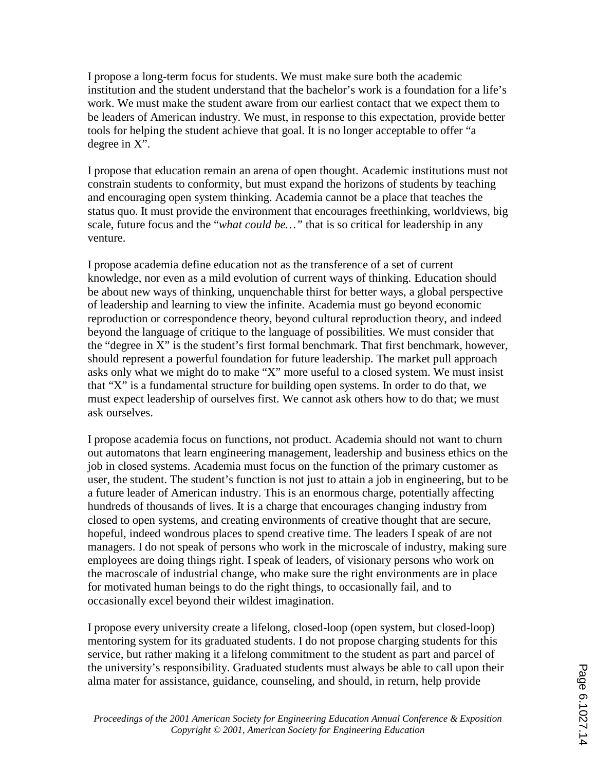I propose a long-term focus for students. We must make sure both the academic institution and the student understand that the bachelor's work is a foundation for a life's work. We must make the student aware from our earliest contact that we expect them to be leaders of American industry. We must, in response to this expectation, provide better tools for helping the student achieve that goal. It is no longer acceptable to offer "a degree in X".

I propose that education remain an arena of open thought. Academic institutions must not constrain students to conformity, but must expand the horizons of students by teaching and encouraging open system thinking. Academia cannot be a place that teaches the status quo. It must provide the environment that encourages freethinking, worldviews, big scale, future focus and the "*what could be…*" that is so critical for leadership in any venture.

I propose academia define education not as the transference of a set of current knowledge, nor even as a mild evolution of current ways of thinking. Education should be about new ways of thinking, unquenchable thirst for better ways, a global perspective of leadership and learning to view the infinite. Academia must go beyond economic reproduction or correspondence theory, beyond cultural reproduction theory, and indeed beyond the language of critique to the language of possibilities. We must consider that the "degree in X" is the student's first formal benchmark. That first benchmark, however, should represent a powerful foundation for future leadership. The market pull approach asks only what we might do to make "X" more useful to a closed system. We must insist that "X" is a fundamental structure for building open systems. In order to do that, we must expect leadership of ourselves first. We cannot ask others how to do that; we must ask ourselves.

I propose academia focus on functions, not product. Academia should not want to churn out automatons that learn engineering management, leadership and business ethics on the job in closed systems. Academia must focus on the function of the primary customer as user, the student. The student's function is not just to attain a job in engineering, but to be a future leader of American industry. This is an enormous charge, potentially affecting hundreds of thousands of lives. It is a charge that encourages changing industry from closed to open systems, and creating environments of creative thought that are secure, hopeful, indeed wondrous places to spend creative time. The leaders I speak of are not managers. I do not speak of persons who work in the microscale of industry, making sure employees are doing things right. I speak of leaders, of visionary persons who work on the macroscale of industrial change, who make sure the right environments are in place for motivated human beings to do the right things, to occasionally fail, and to occasionally excel beyond their wildest imagination.

I propose every university create a lifelong, closed-loop (open system, but closed-loop) mentoring system for its graduated students. I do not propose charging students for this service, but rather making it a lifelong commitment to the student as part and parcel of the university's responsibility. Graduated students must always be able to call upon their alma mater for assistance, guidance, counseling, and should, in return, help provide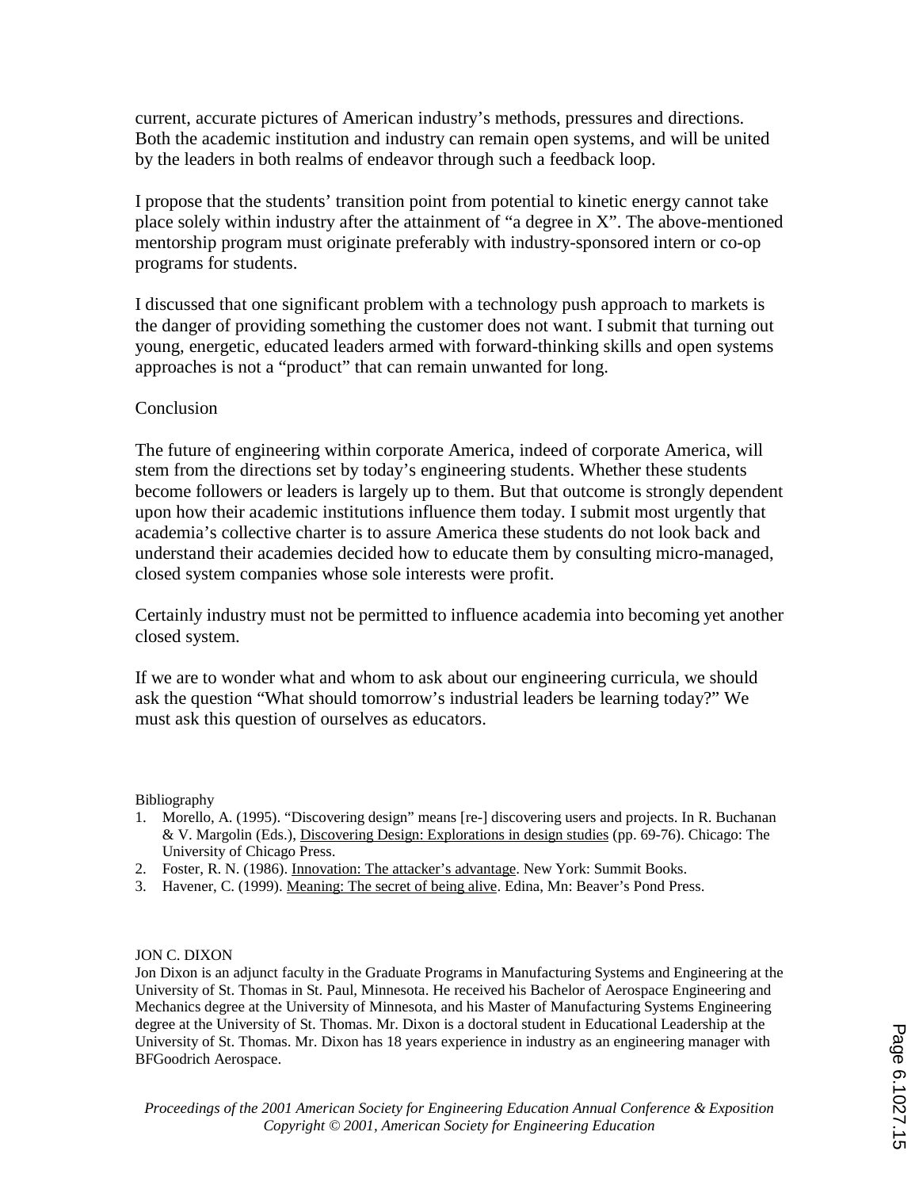current, accurate pictures of American industry's methods, pressures and directions. Both the academic institution and industry can remain open systems, and will be united by the leaders in both realms of endeavor through such a feedback loop.

I propose that the students' transition point from potential to kinetic energy cannot take place solely within industry after the attainment of "a degree in X". The above-mentioned mentorship program must originate preferably with industry-sponsored intern or co-op programs for students.

I discussed that one significant problem with a technology push approach to markets is the danger of providing something the customer does not want. I submit that turning out young, energetic, educated leaders armed with forward-thinking skills and open systems approaches is not a "product" that can remain unwanted for long.

## Conclusion

The future of engineering within corporate America, indeed of corporate America, will stem from the directions set by today's engineering students. Whether these students become followers or leaders is largely up to them. But that outcome is strongly dependent upon how their academic institutions influence them today. I submit most urgently that academia's collective charter is to assure America these students do not look back and understand their academies decided how to educate them by consulting micro-managed, closed system companies whose sole interests were profit.

Certainly industry must not be permitted to influence academia into becoming yet another closed system.

If we are to wonder what and whom to ask about our engineering curricula, we should ask the question "What should tomorrow's industrial leaders be learning today?" We must ask this question of ourselves as educators.

## Bibliography

1. Morello, A. (1995). "Discovering design" means [re-] discovering users and projects. In R. Buchanan & V. Margolin (Eds.), Discovering Design: Explorations in design studies (pp. 69-76). Chicago: The University of Chicago Press.
2. Foster, R. N. (1986). Innovation: The attacker's advantage. New York: Summit Books.
3. Havener, C. (1999). Meaning: The secret of being alive. Edina, Mn: Beaver's Pond Press.

JON C. DIXON

Jon Dixon is an adjunct faculty in the Graduate Programs in Manufacturing Systems and Engineering at the University of St. Thomas in St. Paul, Minnesota. He received his Bachelor of Aerospace Engineering and Mechanics degree at the University of Minnesota, and his Master of Manufacturing Systems Engineering degree at the University of St. Thomas. Mr. Dixon is a doctoral student in Educational Leadership at the University of St. Thomas. Mr. Dixon has 18 years experience in industry as an engineering manager with BFGoodrich Aerospace.